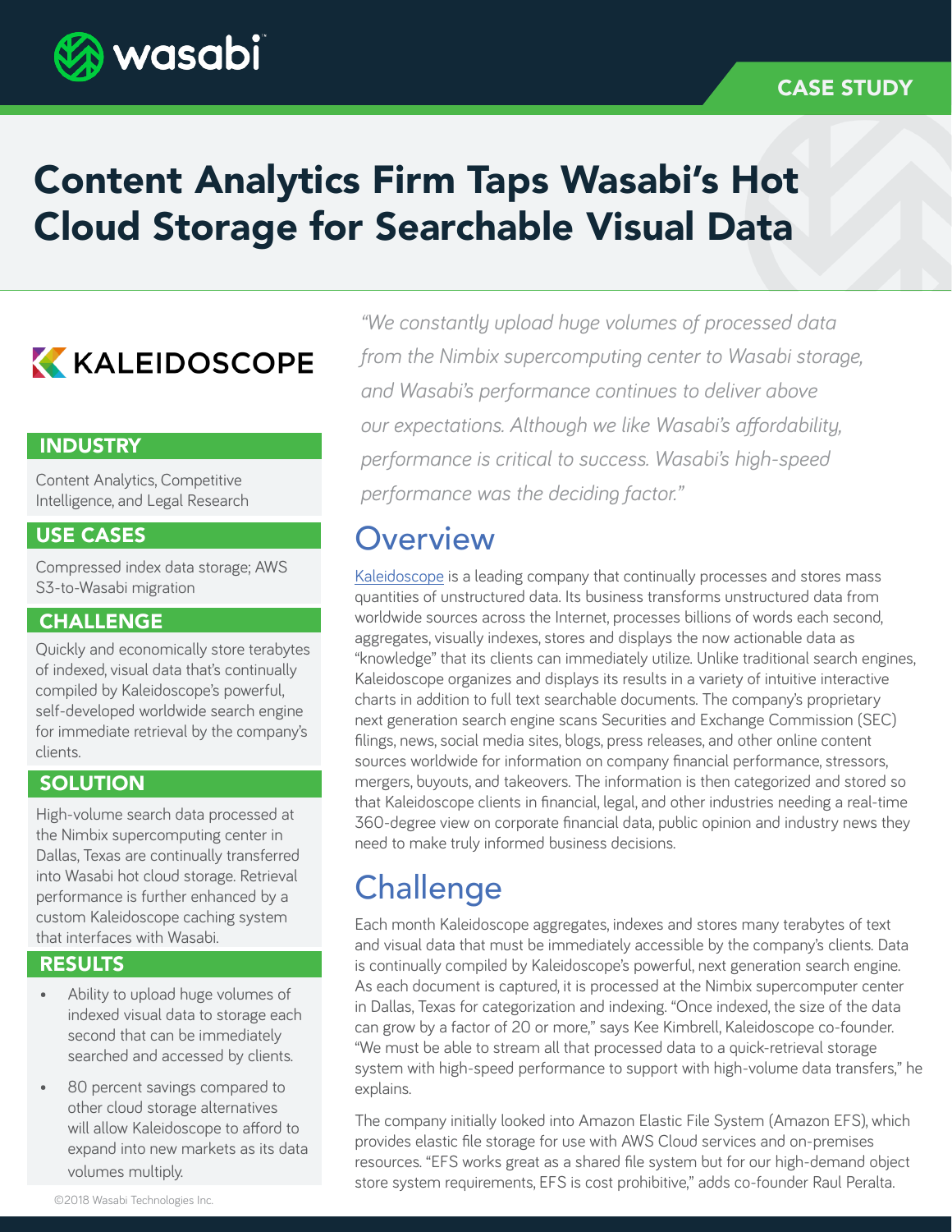CASE STUDY

# Content Analytics Firm Taps Wasabi's Hot Cloud Storage for Searchable Visual Data

KALEIDOSCOPE

### INDUSTRY

Content Analytics, Competitive Intelligence, and Legal Research

### USE CASES

Compressed index data storage; AWS S3-to-Wasabi migration

### CHALLENGE

Quickly and economically store terabytes of indexed, visual data that's continually compiled by Kaleidoscope's powerful, self-developed worldwide search engine for immediate retrieval by the company's clients.

### SOLUTION

High-volume search data processed at the Nimbix supercomputing center in Dallas, Texas are continually transferred into Wasabi hot cloud storage. Retrieval performance is further enhanced by a custom Kaleidoscope caching system that interfaces with Wasabi.

### RESULTS

- Ability to upload huge volumes of indexed visual data to storage each second that can be immediately searched and accessed by clients.
- 80 percent savings compared to other cloud storage alternatives will allow Kaleidoscope to afford to expand into new markets as its data volumes multiply.

*"We constantly upload huge volumes of processed data from the Nimbix supercomputing center to Wasabi storage, and Wasabi's performance continues to deliver above our expectations. Although we like Wasabi's affordability, performance is critical to success. Wasabi's high-speed performance was the deciding factor."*

## Overview

Kaleidoscope is a leading company that continually processes and stores mass quantities of unstructured data. Its business transforms unstructured data from worldwide sources across the Internet, processes billions of words each second, aggregates, visually indexes, stores and displays the now actionable data as "knowledge" that its clients can immediately utilize. Unlike traditional search engines, Kaleidoscope organizes and displays its results in a variety of intuitive interactive charts in addition to full text searchable documents. The company's proprietary next generation search engine scans Securities and Exchange Commission (SEC) filings, news, social media sites, blogs, press releases, and other online content sources worldwide for information on company financial performance, stressors, mergers, buyouts, and takeovers. The information is then categorized and stored so that Kaleidoscope clients in financial, legal, and other industries needing a real-time 360-degree view on corporate financial data, public opinion and industry news they need to make truly informed business decisions.

## Challenge

Each month Kaleidoscope aggregates, indexes and stores many terabytes of text and visual data that must be immediately accessible by the company's clients. Data is continually compiled by Kaleidoscope's powerful, next generation search engine. As each document is captured, it is processed at the Nimbix supercomputer center in Dallas, Texas for categorization and indexing. "Once indexed, the size of the data can grow by a factor of 20 or more," says Kee Kimbrell, Kaleidoscope co-founder. "We must be able to stream all that processed data to a quick-retrieval storage system with high-speed performance to support with high-volume data transfers," he explains.

The company initially looked into Amazon Elastic File System (Amazon EFS), which provides elastic file storage for use with AWS Cloud services and on-premises resources. "EFS works great as a shared file system but for our high-demand object store system requirements, EFS is cost prohibitive," adds co-founder Raul Peralta.

©2018 Wasabi Technologies Inc.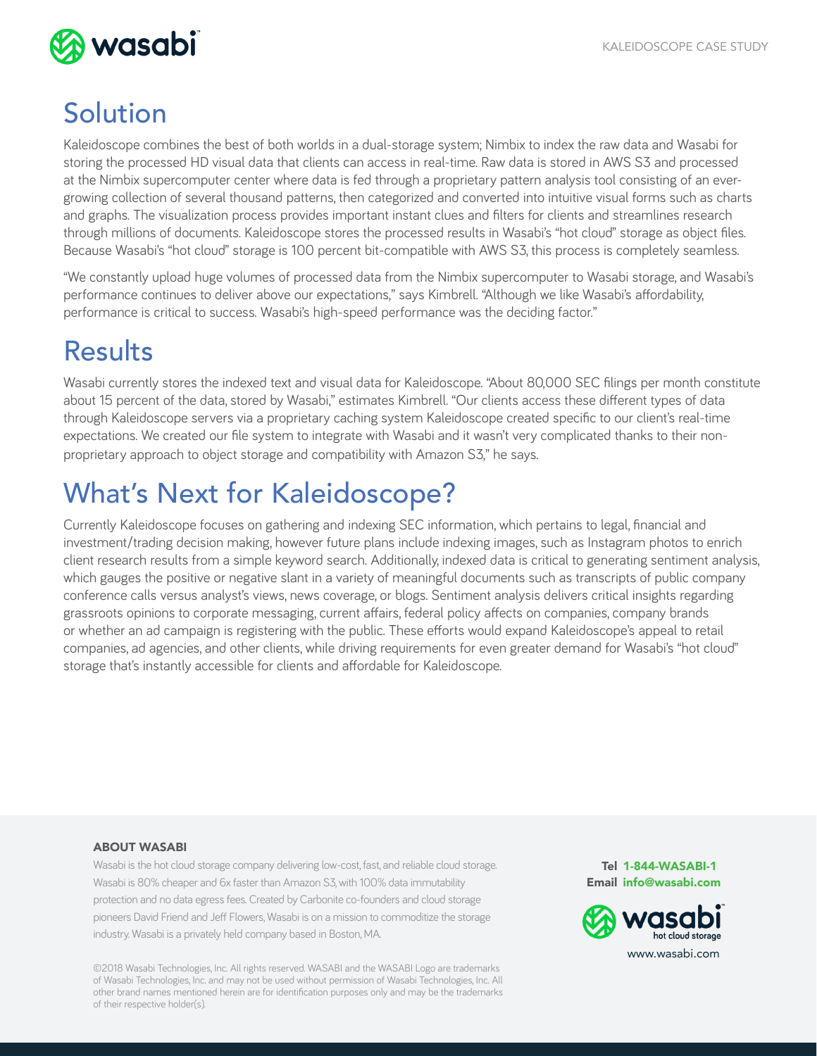## Solution

Kaleidoscope combines the best of both worlds in a dual-storage system; Nimbix to index the raw data and Wasabi for storing the processed HD visual data that clients can access in real-time. Raw data is stored in AWS S3 and processed at the Nimbix supercomputer center where data is fed through a proprietary pattern analysis tool consisting of an ever-growing collection of several thousand patterns, then categorized and converted into intuitive visual forms such as charts and graphs. The visualization process provides important instant clues and filters for clients and streamlines research through millions of documents. Kaleidoscope stores the processed results in Wasabi's "hot cloud" storage as object files. Because Wasabi's "hot cloud" storage is 100 percent bit-compatible with AWS S3, this process is completely seamless.

"We constantly upload huge volumes of processed data from the Nimbix supercomputer to Wasabi storage, and Wasabi's performance continues to deliver above our expectations," says Kimbrell. "Although we like Wasabi's affordability, performance is critical to success. Wasabi's high-speed performance was the deciding factor."

## Results

Wasabi currently stores the indexed text and visual data for Kaleidoscope. "About 80,000 SEC filings per month constitute about 15 percent of the data, stored by Wasabi," estimates Kimbrell. "Our clients access these different types of data through Kaleidoscope servers via a proprietary caching system Kaleidoscope created specific to our client's real-time expectations. We created our file system to integrate with Wasabi and it wasn't very complicated thanks to their non-proprietary approach to object storage and compatibility with Amazon S3," he says.

## What's Next for Kaleidoscope?

Currently Kaleidoscope focuses on gathering and indexing SEC information, which pertains to legal, financial and investment/trading decision making, however future plans include indexing images, such as Instagram photos to enrich client research results from a simple keyword search. Additionally, indexed data is critical to generating sentiment analysis, which gauges the positive or negative slant in a variety of meaningful documents such as transcripts of public company conference calls versus analyst's views, news coverage, or blogs. Sentiment analysis delivers critical insights regarding grassroots opinions to corporate messaging, current affairs, federal policy affects on companies, company brands or whether an ad campaign is registering with the public. These efforts would expand Kaleidoscope's appeal to retail companies, ad agencies, and other clients, while driving requirements for even greater demand for Wasabi's "hot cloud" storage that's instantly accessible for clients and affordable for Kaleidoscope.

**ABOUT WASABI**

Wasabi is the hot cloud storage company delivering low-cost, fast, and reliable cloud storage. Wasabi is 80% cheaper and 6x faster than Amazon S3, with 100% data immutability protection and no data egress fees. Created by Carbonite co-founders and cloud storage pioneers David Friend and Jeff Flowers, Wasabi is on a mission to commoditize the storage industry. Wasabi is a privately held company based in Boston, MA.

©2018 Wasabi Technologies, Inc. All rights reserved. WASABI and the WASABI Logo are trademarks of Wasabi Technologies, Inc. and may not be used without permission of Wasabi Technologies, Inc. All other brand names mentioned herein are for identification purposes only and may be the trademarks of their respective holder(s).

**Tel** 1-844-WASABI-1
**Email** info@wasabi.com

wasabi hot cloud storage

www.wasabi.com